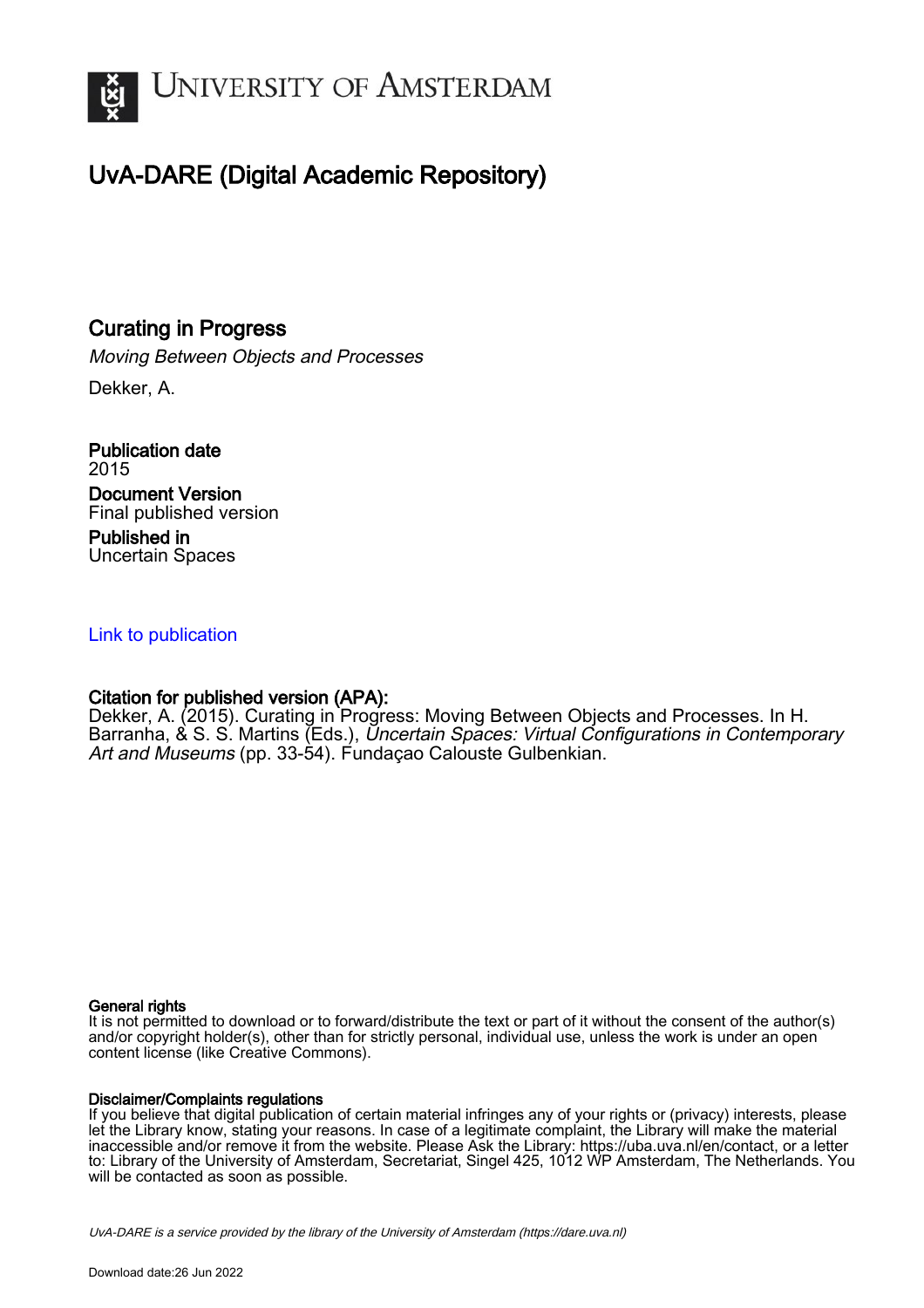# UNIVERSITY OF AMSTERDAM

## UvA-DARE (Digital Academic Repository)

### Curating in Progress

*Moving Between Objects and Processes*

Dekker, A.

**Publication date**
2015

**Document Version**
Final published version

**Published in**
Uncertain Spaces

Link to publication

**Citation for published version (APA):**
Dekker, A. (2015). Curating in Progress: Moving Between Objects and Processes. In H. Barranha, & S. S. Martins (Eds.), *Uncertain Spaces: Virtual Configurations in Contemporary Art and Museums* (pp. 33-54). Fundaçao Calouste Gulbenkian.

**General rights**
It is not permitted to download or to forward/distribute the text or part of it without the consent of the author(s) and/or copyright holder(s), other than for strictly personal, individual use, unless the work is under an open content license (like Creative Commons).

**Disclaimer/Complaints regulations**
If you believe that digital publication of certain material infringes any of your rights or (privacy) interests, please let the Library know, stating your reasons. In case of a legitimate complaint, the Library will make the material inaccessible and/or remove it from the website. Please Ask the Library: https://uba.uva.nl/en/contact, or a letter to: Library of the University of Amsterdam, Secretariat, Singel 425, 1012 WP Amsterdam, The Netherlands. You will be contacted as soon as possible.

*UvA-DARE is a service provided by the library of the University of Amsterdam (https://dare.uva.nl)*

Download date:26 Jun 2022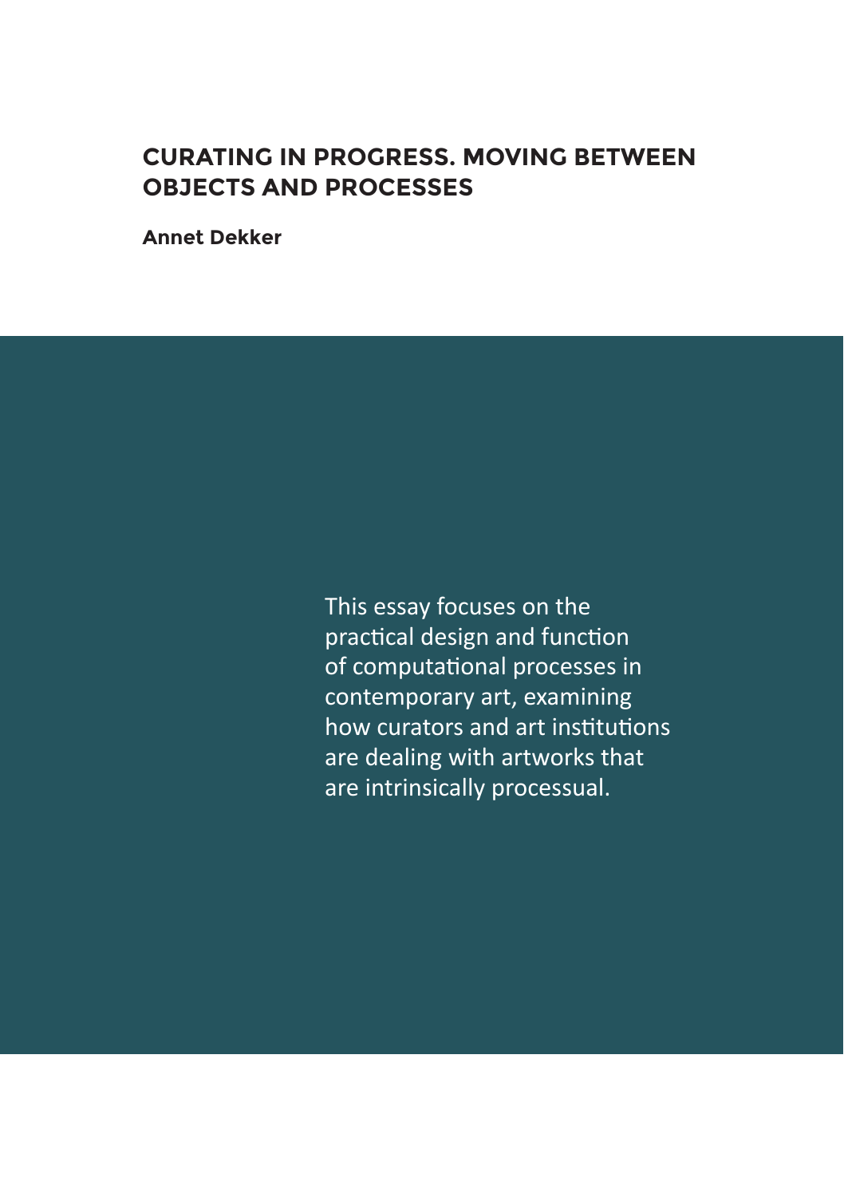# CURATING IN PROGRESS. MOVING BETWEEN OBJECTS AND PROCESSES

**Annet Dekker**

This essay focuses on the practical design and function of computational processes in contemporary art, examining how curators and art institutions are dealing with artworks that are intrinsically processual.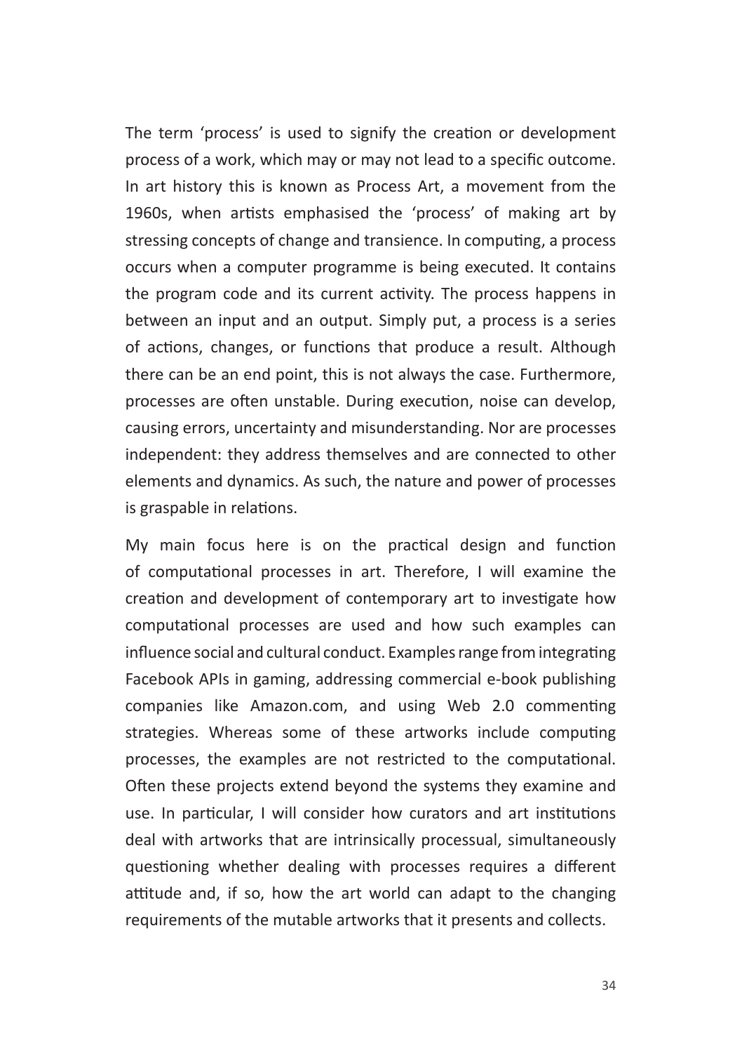The term 'process' is used to signify the creation or development process of a work, which may or may not lead to a specific outcome. In art history this is known as Process Art, a movement from the 1960s, when artists emphasised the 'process' of making art by stressing concepts of change and transience. In computing, a process occurs when a computer programme is being executed. It contains the program code and its current activity. The process happens in between an input and an output. Simply put, a process is a series of actions, changes, or functions that produce a result. Although there can be an end point, this is not always the case. Furthermore, processes are often unstable. During execution, noise can develop, causing errors, uncertainty and misunderstanding. Nor are processes independent: they address themselves and are connected to other elements and dynamics. As such, the nature and power of processes is graspable in relations.

My main focus here is on the practical design and function of computational processes in art. Therefore, I will examine the creation and development of contemporary art to investigate how computational processes are used and how such examples can influence social and cultural conduct. Examples range from integrating Facebook APIs in gaming, addressing commercial e-book publishing companies like Amazon.com, and using Web 2.0 commenting strategies. Whereas some of these artworks include computing processes, the examples are not restricted to the computational. Often these projects extend beyond the systems they examine and use. In particular, I will consider how curators and art institutions deal with artworks that are intrinsically processual, simultaneously questioning whether dealing with processes requires a different attitude and, if so, how the art world can adapt to the changing requirements of the mutable artworks that it presents and collects.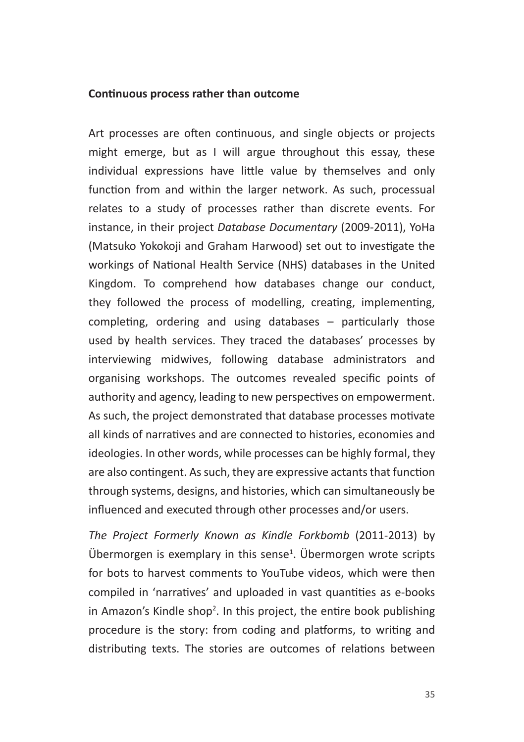**Continuous process rather than outcome**

Art processes are often continuous, and single objects or projects might emerge, but as I will argue throughout this essay, these individual expressions have little value by themselves and only function from and within the larger network. As such, processual relates to a study of processes rather than discrete events. For instance, in their project *Database Documentary* (2009-2011), YoHa (Matsuko Yokokoji and Graham Harwood) set out to investigate the workings of National Health Service (NHS) databases in the United Kingdom. To comprehend how databases change our conduct, they followed the process of modelling, creating, implementing, completing, ordering and using databases – particularly those used by health services. They traced the databases' processes by interviewing midwives, following database administrators and organising workshops. The outcomes revealed specific points of authority and agency, leading to new perspectives on empowerment. As such, the project demonstrated that database processes motivate all kinds of narratives and are connected to histories, economies and ideologies. In other words, while processes can be highly formal, they are also contingent. As such, they are expressive actants that function through systems, designs, and histories, which can simultaneously be influenced and executed through other processes and/or users.

*The Project Formerly Known as Kindle Forkbomb* (2011-2013) by Übermorgen is exemplary in this sense[1]. Übermorgen wrote scripts for bots to harvest comments to YouTube videos, which were then compiled in 'narratives' and uploaded in vast quantities as e-books in Amazon's Kindle shop[2]. In this project, the entire book publishing procedure is the story: from coding and platforms, to writing and distributing texts. The stories are outcomes of relations between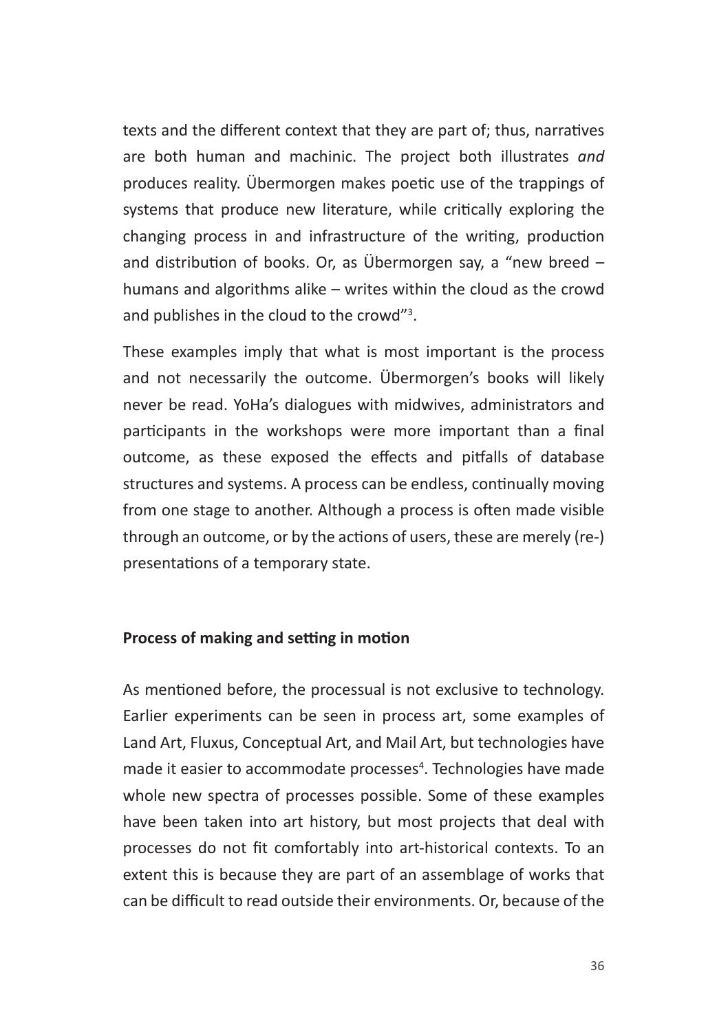texts and the different context that they are part of; thus, narratives are both human and machinic. The project both illustrates *and* produces reality. Übermorgen makes poetic use of the trappings of systems that produce new literature, while critically exploring the changing process in and infrastructure of the writing, production and distribution of books. Or, as Übermorgen say, a "new breed – humans and algorithms alike – writes within the cloud as the crowd and publishes in the cloud to the crowd"[3].

These examples imply that what is most important is the process and not necessarily the outcome. Übermorgen's books will likely never be read. YoHa's dialogues with midwives, administrators and participants in the workshops were more important than a final outcome, as these exposed the effects and pitfalls of database structures and systems. A process can be endless, continually moving from one stage to another. Although a process is often made visible through an outcome, or by the actions of users, these are merely (re-) presentations of a temporary state.

**Process of making and setting in motion**

As mentioned before, the processual is not exclusive to technology. Earlier experiments can be seen in process art, some examples of Land Art, Fluxus, Conceptual Art, and Mail Art, but technologies have made it easier to accommodate processes[4]. Technologies have made whole new spectra of processes possible. Some of these examples have been taken into art history, but most projects that deal with processes do not fit comfortably into art-historical contexts. To an extent this is because they are part of an assemblage of works that can be difficult to read outside their environments. Or, because of the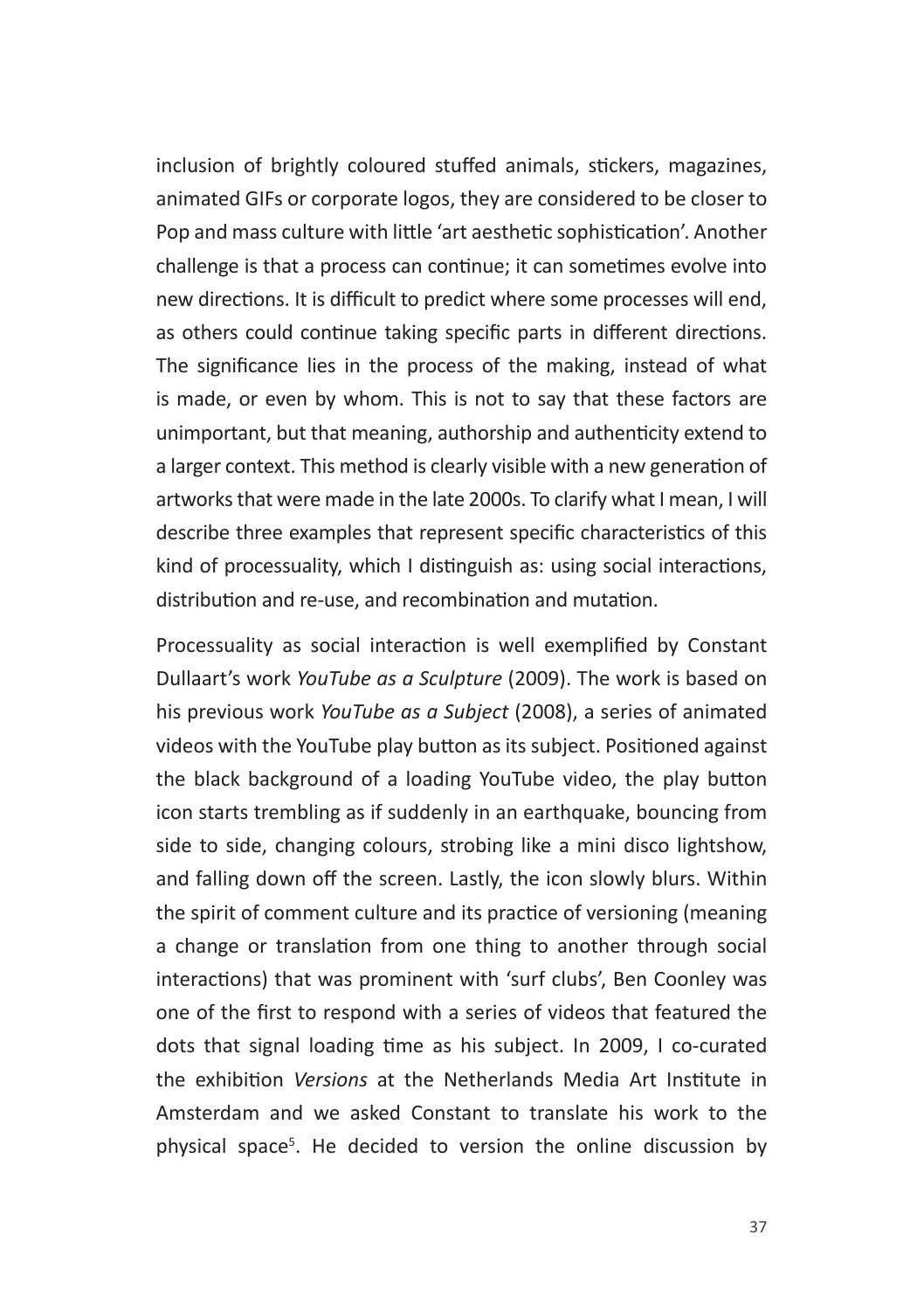inclusion of brightly coloured stuffed animals, stickers, magazines, animated GIFs or corporate logos, they are considered to be closer to Pop and mass culture with little 'art aesthetic sophistication'. Another challenge is that a process can continue; it can sometimes evolve into new directions. It is difficult to predict where some processes will end, as others could continue taking specific parts in different directions. The significance lies in the process of the making, instead of what is made, or even by whom. This is not to say that these factors are unimportant, but that meaning, authorship and authenticity extend to a larger context. This method is clearly visible with a new generation of artworks that were made in the late 2000s. To clarify what I mean, I will describe three examples that represent specific characteristics of this kind of processuality, which I distinguish as: using social interactions, distribution and re-use, and recombination and mutation.

Processuality as social interaction is well exemplified by Constant Dullaart's work *YouTube as a Sculpture* (2009). The work is based on his previous work *YouTube as a Subject* (2008), a series of animated videos with the YouTube play button as its subject. Positioned against the black background of a loading YouTube video, the play button icon starts trembling as if suddenly in an earthquake, bouncing from side to side, changing colours, strobing like a mini disco lightshow, and falling down off the screen. Lastly, the icon slowly blurs. Within the spirit of comment culture and its practice of versioning (meaning a change or translation from one thing to another through social interactions) that was prominent with 'surf clubs', Ben Coonley was one of the first to respond with a series of videos that featured the dots that signal loading time as his subject. In 2009, I co-curated the exhibition *Versions* at the Netherlands Media Art Institute in Amsterdam and we asked Constant to translate his work to the physical space[5]. He decided to version the online discussion by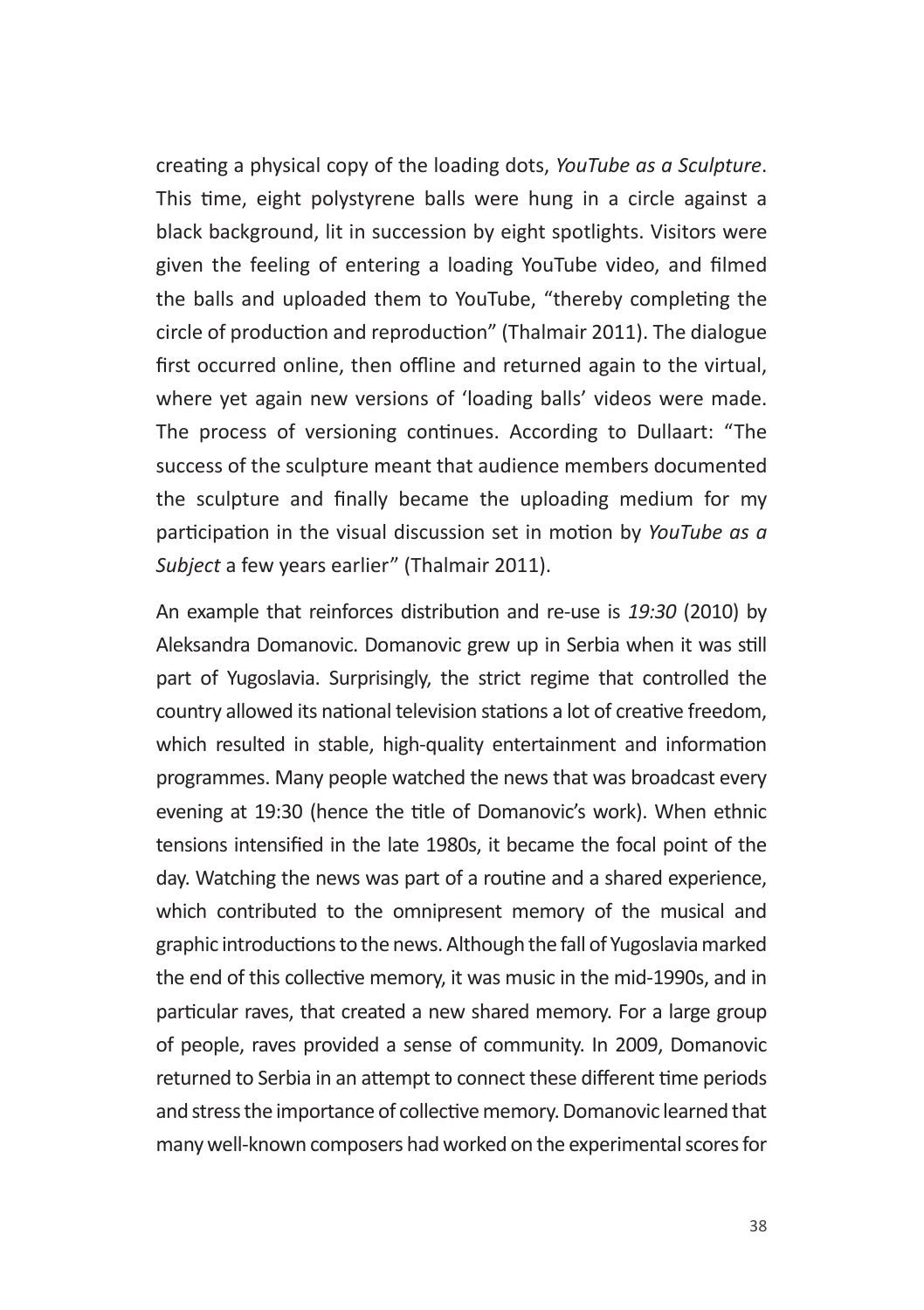creating a physical copy of the loading dots, *YouTube as a Sculpture*. This time, eight polystyrene balls were hung in a circle against a black background, lit in succession by eight spotlights. Visitors were given the feeling of entering a loading YouTube video, and filmed the balls and uploaded them to YouTube, "thereby completing the circle of production and reproduction" (Thalmair 2011). The dialogue first occurred online, then offline and returned again to the virtual, where yet again new versions of 'loading balls' videos were made. The process of versioning continues. According to Dullaart: "The success of the sculpture meant that audience members documented the sculpture and finally became the uploading medium for my participation in the visual discussion set in motion by *YouTube as a Subject* a few years earlier" (Thalmair 2011).

An example that reinforces distribution and re-use is *19:30* (2010) by Aleksandra Domanovic. Domanovic grew up in Serbia when it was still part of Yugoslavia. Surprisingly, the strict regime that controlled the country allowed its national television stations a lot of creative freedom, which resulted in stable, high-quality entertainment and information programmes. Many people watched the news that was broadcast every evening at 19:30 (hence the title of Domanovic's work). When ethnic tensions intensified in the late 1980s, it became the focal point of the day. Watching the news was part of a routine and a shared experience, which contributed to the omnipresent memory of the musical and graphic introductions to the news. Although the fall of Yugoslavia marked the end of this collective memory, it was music in the mid-1990s, and in particular raves, that created a new shared memory. For a large group of people, raves provided a sense of community. In 2009, Domanovic returned to Serbia in an attempt to connect these different time periods and stress the importance of collective memory. Domanovic learned that many well-known composers had worked on the experimental scores for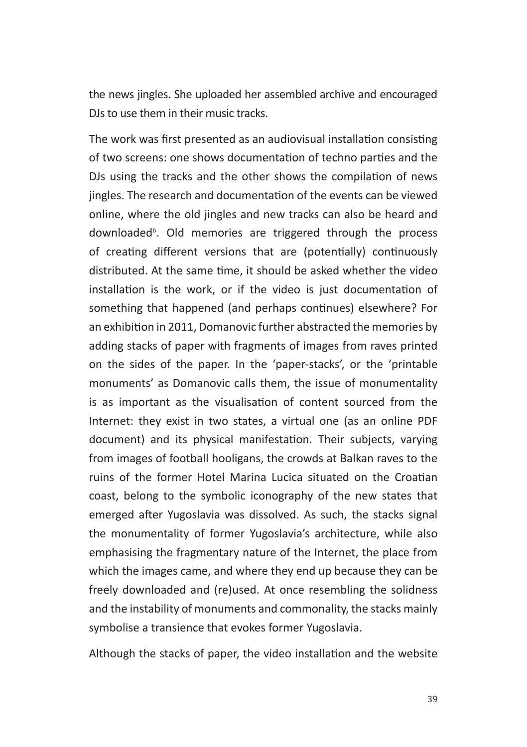the news jingles. She uploaded her assembled archive and encouraged DJs to use them in their music tracks.

The work was first presented as an audiovisual installation consisting of two screens: one shows documentation of techno parties and the DJs using the tracks and the other shows the compilation of news jingles. The research and documentation of the events can be viewed online, where the old jingles and new tracks can also be heard and downloaded[6]. Old memories are triggered through the process of creating different versions that are (potentially) continuously distributed. At the same time, it should be asked whether the video installation is the work, or if the video is just documentation of something that happened (and perhaps continues) elsewhere? For an exhibition in 2011, Domanovic further abstracted the memories by adding stacks of paper with fragments of images from raves printed on the sides of the paper. In the 'paper-stacks', or the 'printable monuments' as Domanovic calls them, the issue of monumentality is as important as the visualisation of content sourced from the Internet: they exist in two states, a virtual one (as an online PDF document) and its physical manifestation. Their subjects, varying from images of football hooligans, the crowds at Balkan raves to the ruins of the former Hotel Marina Lucica situated on the Croatian coast, belong to the symbolic iconography of the new states that emerged after Yugoslavia was dissolved. As such, the stacks signal the monumentality of former Yugoslavia's architecture, while also emphasising the fragmentary nature of the Internet, the place from which the images came, and where they end up because they can be freely downloaded and (re)used. At once resembling the solidness and the instability of monuments and commonality, the stacks mainly symbolise a transience that evokes former Yugoslavia.

Although the stacks of paper, the video installation and the website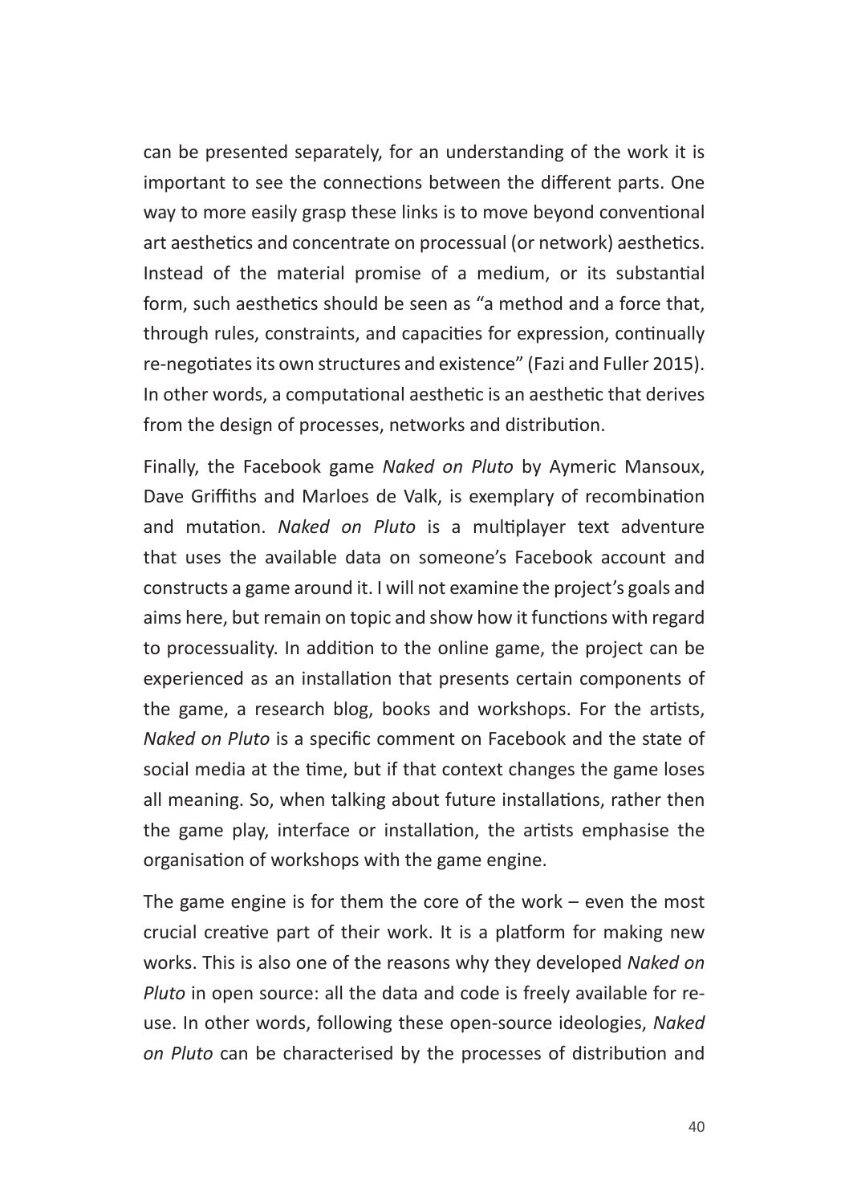can be presented separately, for an understanding of the work it is important to see the connections between the different parts. One way to more easily grasp these links is to move beyond conventional art aesthetics and concentrate on processual (or network) aesthetics. Instead of the material promise of a medium, or its substantial form, such aesthetics should be seen as "a method and a force that, through rules, constraints, and capacities for expression, continually re-negotiates its own structures and existence" (Fazi and Fuller 2015). In other words, a computational aesthetic is an aesthetic that derives from the design of processes, networks and distribution.

Finally, the Facebook game *Naked on Pluto* by Aymeric Mansoux, Dave Griffiths and Marloes de Valk, is exemplary of recombination and mutation. *Naked on Pluto* is a multiplayer text adventure that uses the available data on someone's Facebook account and constructs a game around it. I will not examine the project's goals and aims here, but remain on topic and show how it functions with regard to processuality. In addition to the online game, the project can be experienced as an installation that presents certain components of the game, a research blog, books and workshops. For the artists, *Naked on Pluto* is a specific comment on Facebook and the state of social media at the time, but if that context changes the game loses all meaning. So, when talking about future installations, rather then the game play, interface or installation, the artists emphasise the organisation of workshops with the game engine.

The game engine is for them the core of the work – even the most crucial creative part of their work. It is a platform for making new works. This is also one of the reasons why they developed *Naked on Pluto* in open source: all the data and code is freely available for re-use. In other words, following these open-source ideologies, *Naked on Pluto* can be characterised by the processes of distribution and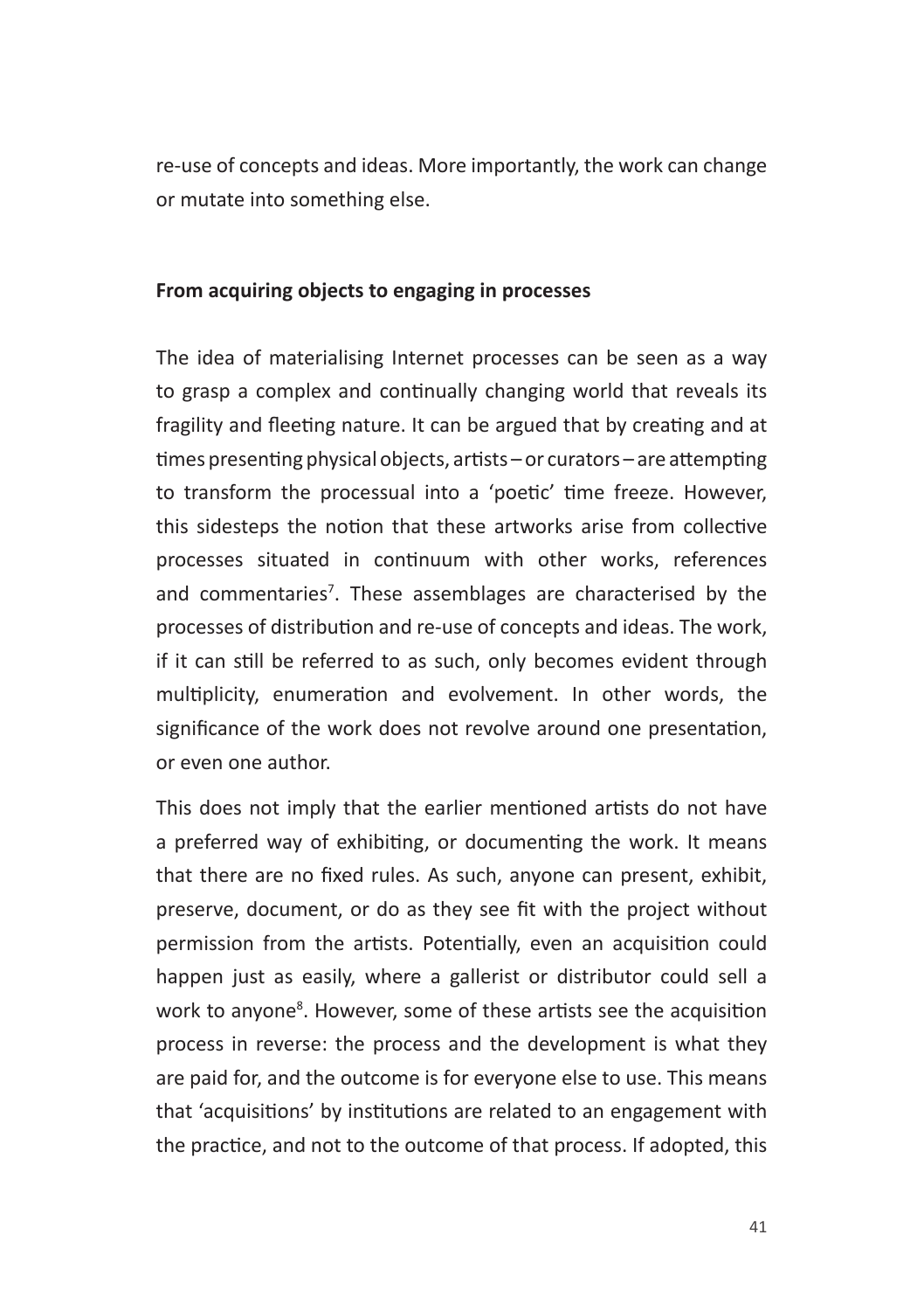re-use of concepts and ideas. More importantly, the work can change or mutate into something else.

## From acquiring objects to engaging in processes

The idea of materialising Internet processes can be seen as a way to grasp a complex and continually changing world that reveals its fragility and fleeting nature. It can be argued that by creating and at times presenting physical objects, artists – or curators – are attempting to transform the processual into a 'poetic' time freeze. However, this sidesteps the notion that these artworks arise from collective processes situated in continuum with other works, references and commentaries[7]. These assemblages are characterised by the processes of distribution and re-use of concepts and ideas. The work, if it can still be referred to as such, only becomes evident through multiplicity, enumeration and evolvement. In other words, the significance of the work does not revolve around one presentation, or even one author.

This does not imply that the earlier mentioned artists do not have a preferred way of exhibiting, or documenting the work. It means that there are no fixed rules. As such, anyone can present, exhibit, preserve, document, or do as they see fit with the project without permission from the artists. Potentially, even an acquisition could happen just as easily, where a gallerist or distributor could sell a work to anyone[8]. However, some of these artists see the acquisition process in reverse: the process and the development is what they are paid for, and the outcome is for everyone else to use. This means that 'acquisitions' by institutions are related to an engagement with the practice, and not to the outcome of that process. If adopted, this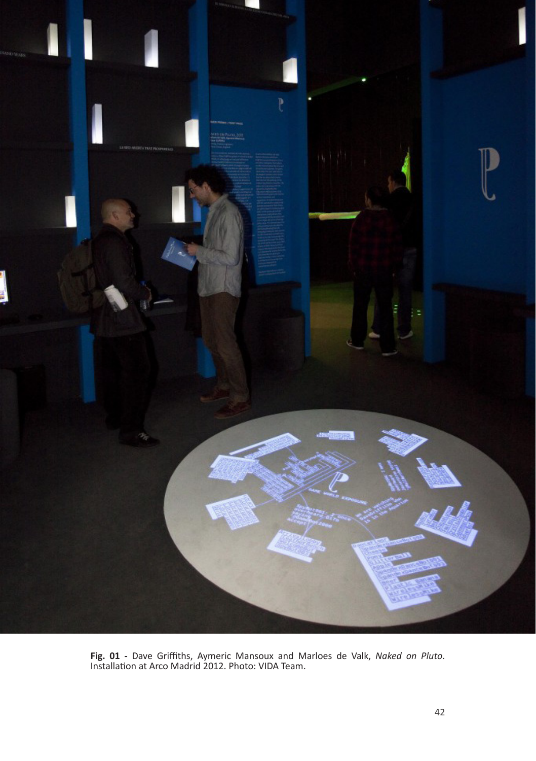**Fig. 01 -** Dave Griffiths, Aymeric Mansoux and Marloes de Valk, *Naked on Pluto*. Installation at Arco Madrid 2012. Photo: VIDA Team.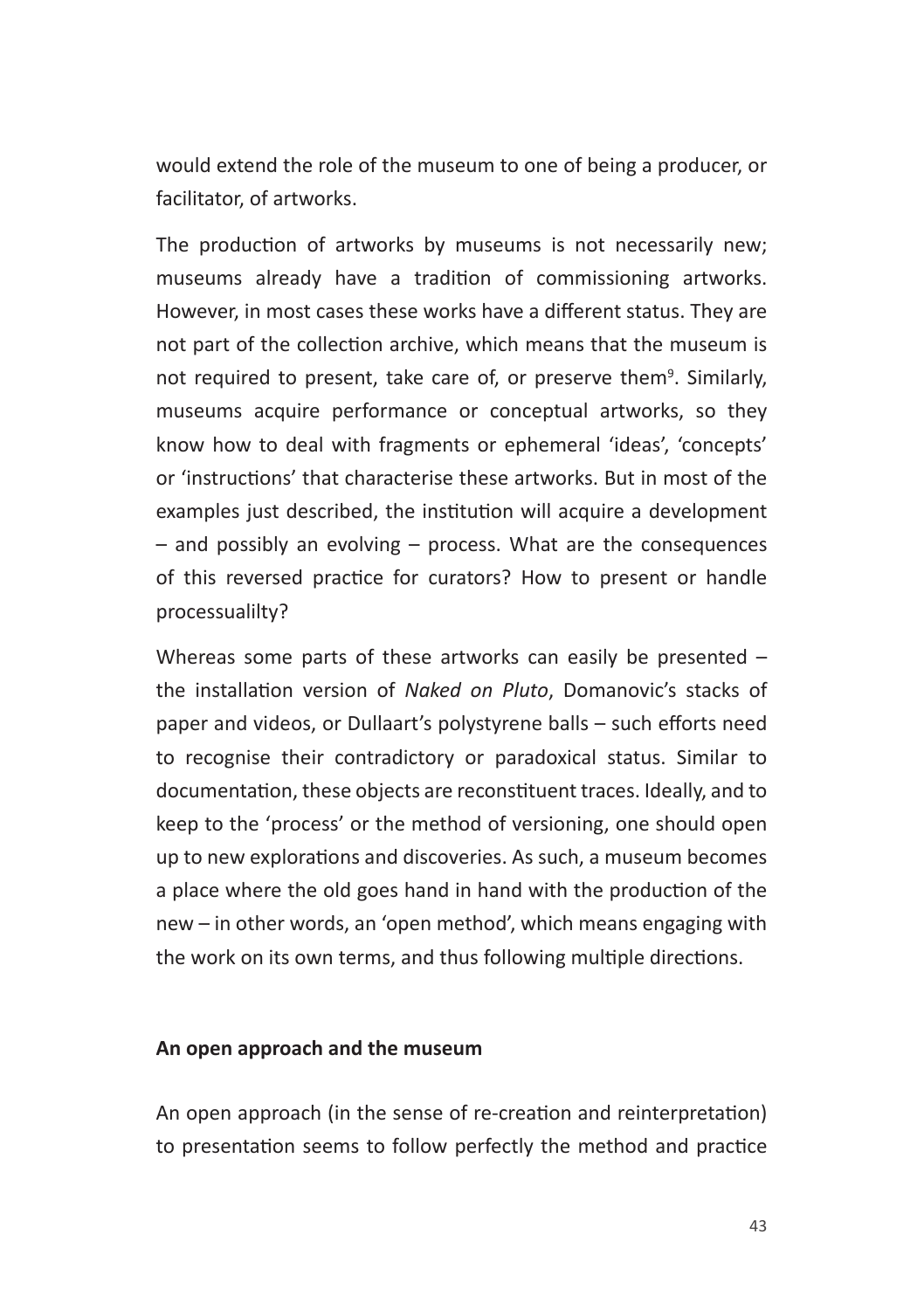would extend the role of the museum to one of being a producer, or facilitator, of artworks.

The production of artworks by museums is not necessarily new; museums already have a tradition of commissioning artworks. However, in most cases these works have a different status. They are not part of the collection archive, which means that the museum is not required to present, take care of, or preserve them[9]. Similarly, museums acquire performance or conceptual artworks, so they know how to deal with fragments or ephemeral 'ideas', 'concepts' or 'instructions' that characterise these artworks. But in most of the examples just described, the institution will acquire a development – and possibly an evolving – process. What are the consequences of this reversed practice for curators? How to present or handle processualilty?

Whereas some parts of these artworks can easily be presented – the installation version of *Naked on Pluto*, Domanovic's stacks of paper and videos, or Dullaart's polystyrene balls – such efforts need to recognise their contradictory or paradoxical status. Similar to documentation, these objects are reconstituent traces. Ideally, and to keep to the 'process' or the method of versioning, one should open up to new explorations and discoveries. As such, a museum becomes a place where the old goes hand in hand with the production of the new – in other words, an 'open method', which means engaging with the work on its own terms, and thus following multiple directions.

## An open approach and the museum

An open approach (in the sense of re-creation and reinterpretation) to presentation seems to follow perfectly the method and practice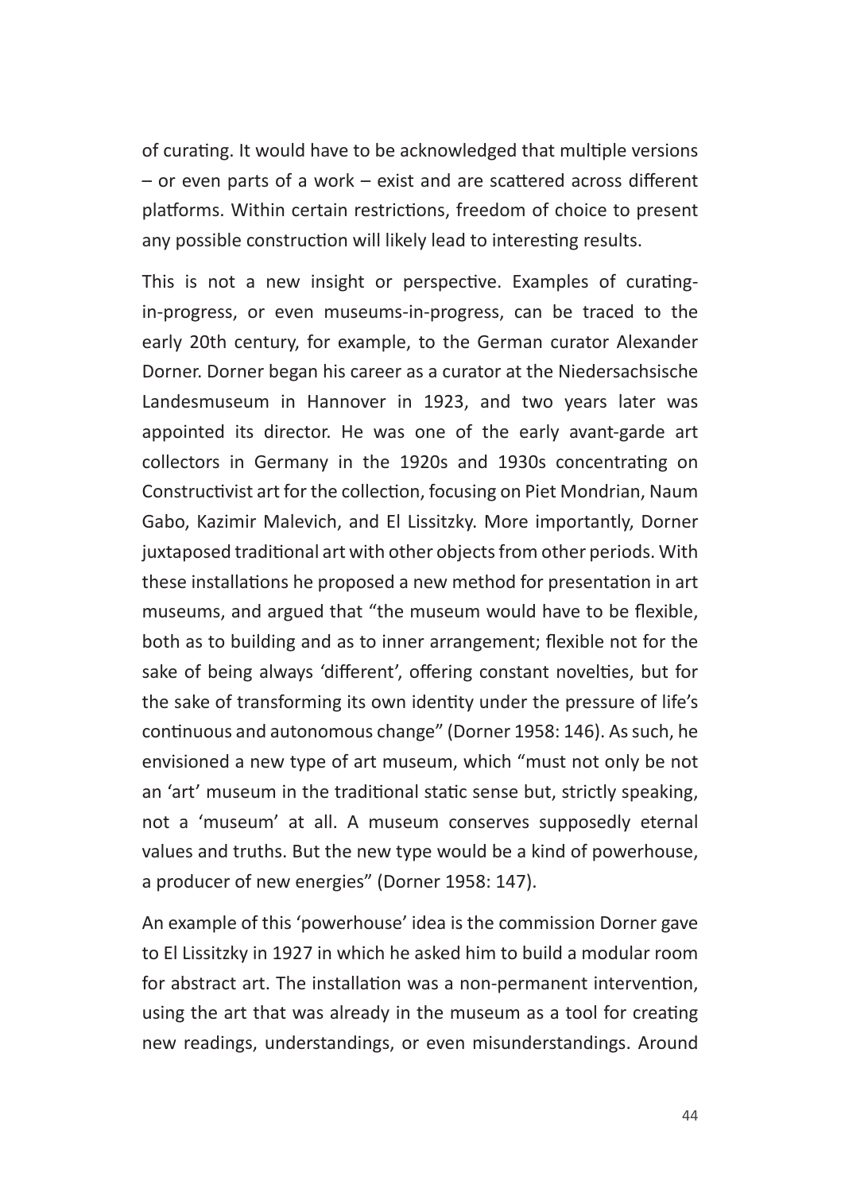of curating. It would have to be acknowledged that multiple versions – or even parts of a work – exist and are scattered across different platforms. Within certain restrictions, freedom of choice to present any possible construction will likely lead to interesting results.

This is not a new insight or perspective. Examples of curating-in-progress, or even museums-in-progress, can be traced to the early 20th century, for example, to the German curator Alexander Dorner. Dorner began his career as a curator at the Niedersachsische Landesmuseum in Hannover in 1923, and two years later was appointed its director. He was one of the early avant-garde art collectors in Germany in the 1920s and 1930s concentrating on Constructivist art for the collection, focusing on Piet Mondrian, Naum Gabo, Kazimir Malevich, and El Lissitzky. More importantly, Dorner juxtaposed traditional art with other objects from other periods. With these installations he proposed a new method for presentation in art museums, and argued that "the museum would have to be flexible, both as to building and as to inner arrangement; flexible not for the sake of being always 'different', offering constant novelties, but for the sake of transforming its own identity under the pressure of life's continuous and autonomous change" (Dorner 1958: 146). As such, he envisioned a new type of art museum, which "must not only be not an 'art' museum in the traditional static sense but, strictly speaking, not a 'museum' at all. A museum conserves supposedly eternal values and truths. But the new type would be a kind of powerhouse, a producer of new energies" (Dorner 1958: 147).

An example of this 'powerhouse' idea is the commission Dorner gave to El Lissitzky in 1927 in which he asked him to build a modular room for abstract art. The installation was a non-permanent intervention, using the art that was already in the museum as a tool for creating new readings, understandings, or even misunderstandings. Around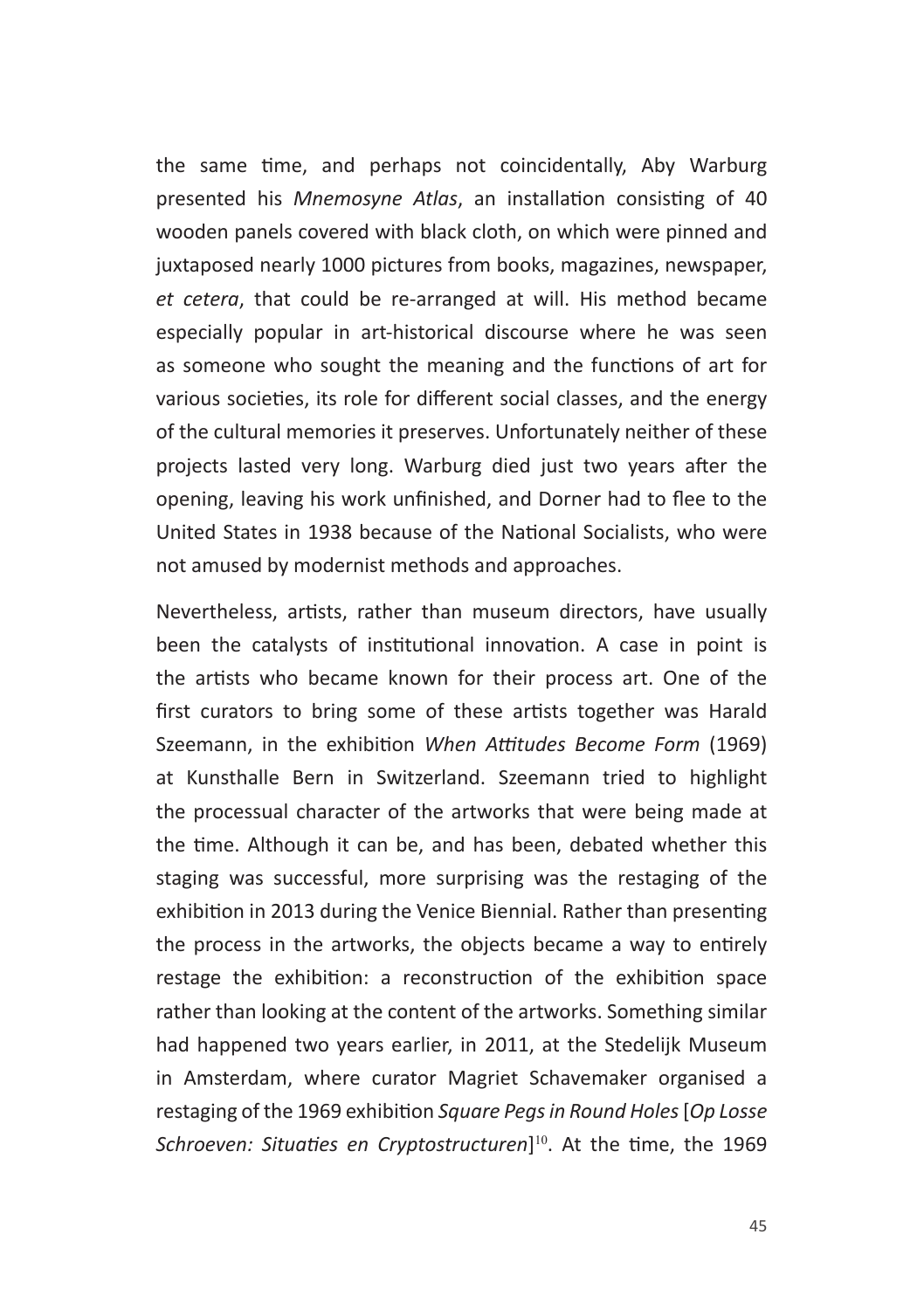the same time, and perhaps not coincidentally, Aby Warburg presented his *Mnemosyne Atlas*, an installation consisting of 40 wooden panels covered with black cloth, on which were pinned and juxtaposed nearly 1000 pictures from books, magazines, newspaper, *et cetera*, that could be re-arranged at will. His method became especially popular in art-historical discourse where he was seen as someone who sought the meaning and the functions of art for various societies, its role for different social classes, and the energy of the cultural memories it preserves. Unfortunately neither of these projects lasted very long. Warburg died just two years after the opening, leaving his work unfinished, and Dorner had to flee to the United States in 1938 because of the National Socialists, who were not amused by modernist methods and approaches.

Nevertheless, artists, rather than museum directors, have usually been the catalysts of institutional innovation. A case in point is the artists who became known for their process art. One of the first curators to bring some of these artists together was Harald Szeemann, in the exhibition *When Attitudes Become Form* (1969) at Kunsthalle Bern in Switzerland. Szeemann tried to highlight the processual character of the artworks that were being made at the time. Although it can be, and has been, debated whether this staging was successful, more surprising was the restaging of the exhibition in 2013 during the Venice Biennial. Rather than presenting the process in the artworks, the objects became a way to entirely restage the exhibition: a reconstruction of the exhibition space rather than looking at the content of the artworks. Something similar had happened two years earlier, in 2011, at the Stedelijk Museum in Amsterdam, where curator Magriet Schavemaker organised a restaging of the 1969 exhibition *Square Pegs in Round Holes* [*Op Losse Schroeven: Situaties en Cryptostructuren*][10]. At the time, the 1969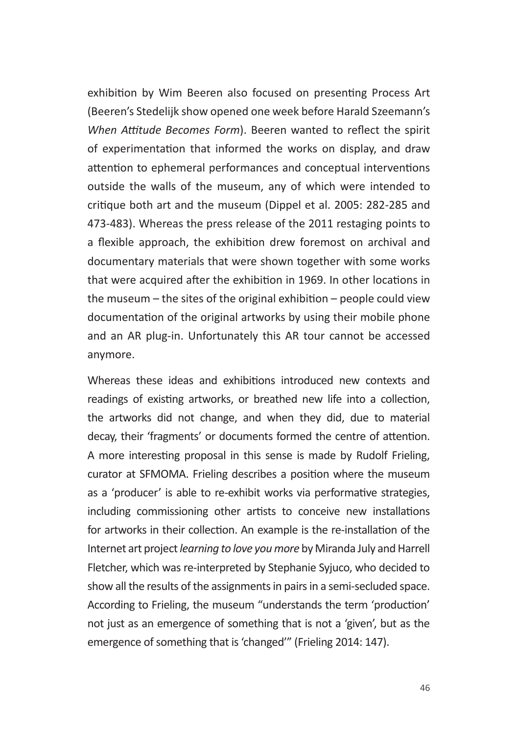exhibition by Wim Beeren also focused on presenting Process Art (Beeren's Stedelijk show opened one week before Harald Szeemann's *When Attitude Becomes Form*). Beeren wanted to reflect the spirit of experimentation that informed the works on display, and draw attention to ephemeral performances and conceptual interventions outside the walls of the museum, any of which were intended to critique both art and the museum (Dippel et al. 2005: 282-285 and 473-483). Whereas the press release of the 2011 restaging points to a flexible approach, the exhibition drew foremost on archival and documentary materials that were shown together with some works that were acquired after the exhibition in 1969. In other locations in the museum – the sites of the original exhibition – people could view documentation of the original artworks by using their mobile phone and an AR plug-in. Unfortunately this AR tour cannot be accessed anymore.

Whereas these ideas and exhibitions introduced new contexts and readings of existing artworks, or breathed new life into a collection, the artworks did not change, and when they did, due to material decay, their 'fragments' or documents formed the centre of attention. A more interesting proposal in this sense is made by Rudolf Frieling, curator at SFMOMA. Frieling describes a position where the museum as a 'producer' is able to re-exhibit works via performative strategies, including commissioning other artists to conceive new installations for artworks in their collection. An example is the re-installation of the Internet art project *learning to love you more* by Miranda July and Harrell Fletcher, which was re-interpreted by Stephanie Syjuco, who decided to show all the results of the assignments in pairs in a semi-secluded space. According to Frieling, the museum "understands the term 'production' not just as an emergence of something that is not a 'given', but as the emergence of something that is 'changed'" (Frieling 2014: 147).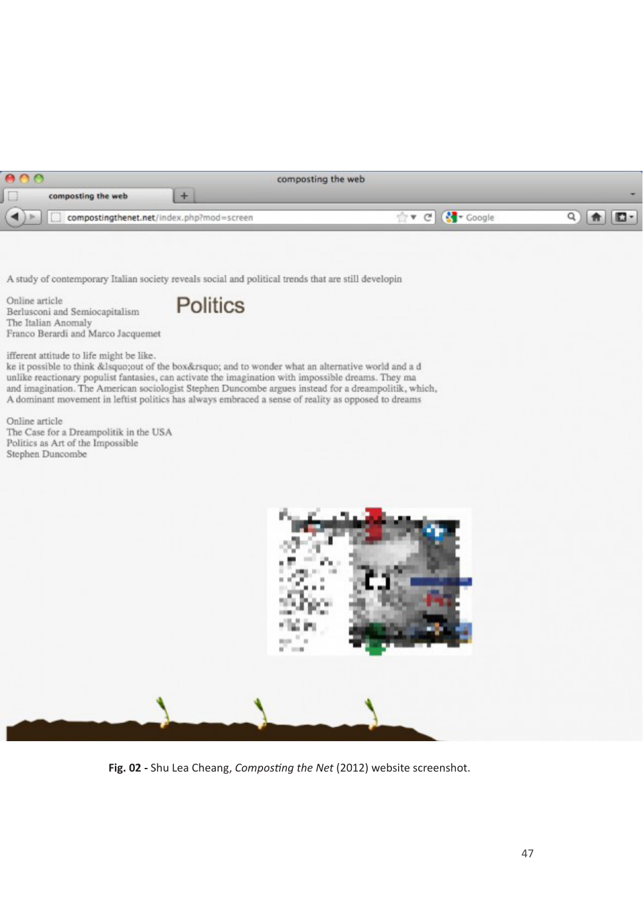Fig. 02 - Shu Lea Cheang, *Composting the Net* (2012) website screenshot.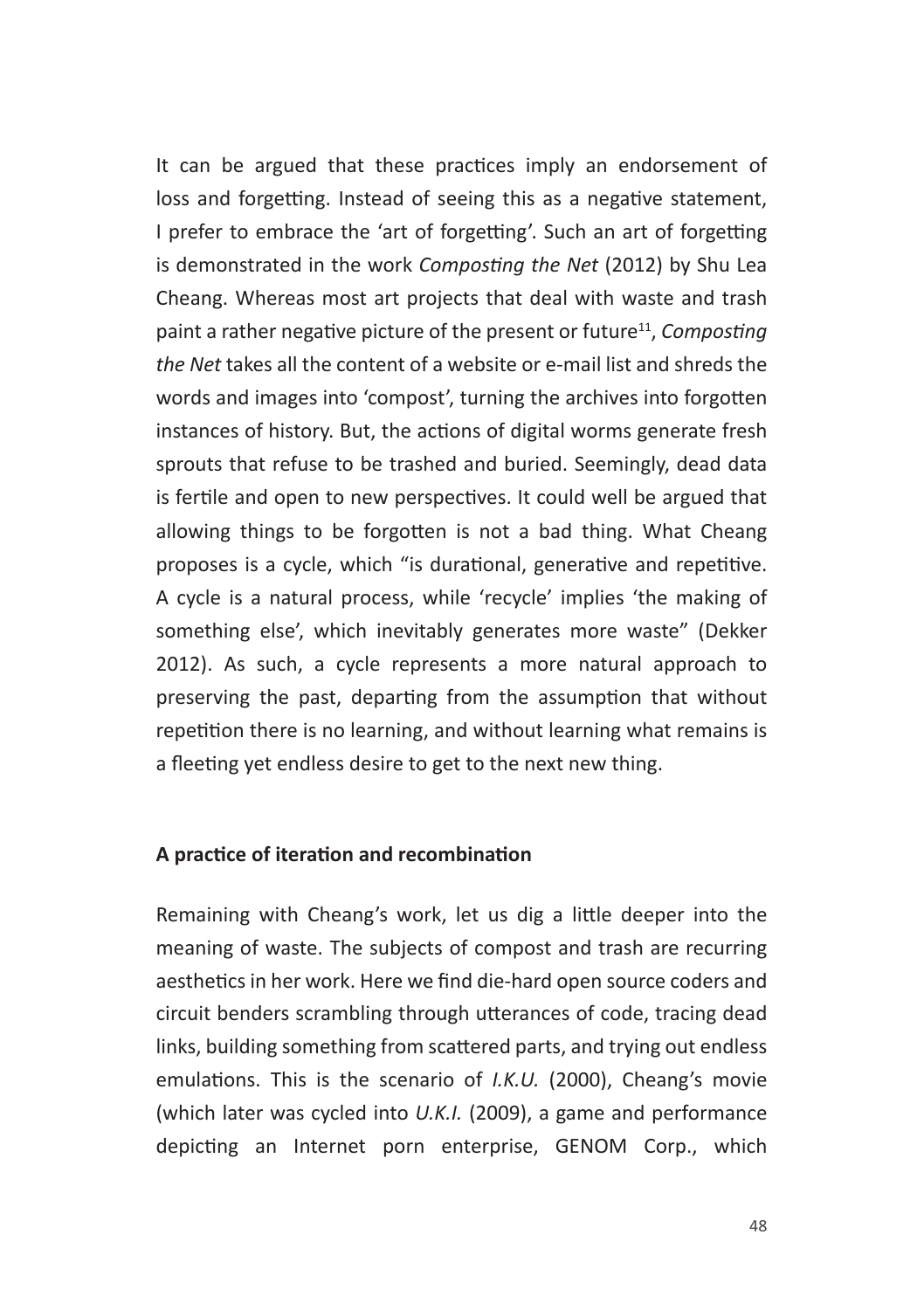It can be argued that these practices imply an endorsement of loss and forgetting. Instead of seeing this as a negative statement, I prefer to embrace the 'art of forgetting'. Such an art of forgetting is demonstrated in the work *Composting the Net* (2012) by Shu Lea Cheang. Whereas most art projects that deal with waste and trash paint a rather negative picture of the present or future[11], *Composting the Net* takes all the content of a website or e-mail list and shreds the words and images into 'compost', turning the archives into forgotten instances of history. But, the actions of digital worms generate fresh sprouts that refuse to be trashed and buried. Seemingly, dead data is fertile and open to new perspectives. It could well be argued that allowing things to be forgotten is not a bad thing. What Cheang proposes is a cycle, which "is durational, generative and repetitive. A cycle is a natural process, while 'recycle' implies 'the making of something else', which inevitably generates more waste" (Dekker 2012). As such, a cycle represents a more natural approach to preserving the past, departing from the assumption that without repetition there is no learning, and without learning what remains is a fleeting yet endless desire to get to the next new thing.

## A practice of iteration and recombination

Remaining with Cheang's work, let us dig a little deeper into the meaning of waste. The subjects of compost and trash are recurring aesthetics in her work. Here we find die-hard open source coders and circuit benders scrambling through utterances of code, tracing dead links, building something from scattered parts, and trying out endless emulations. This is the scenario of *I.K.U.* (2000), Cheang's movie (which later was cycled into *U.K.I.* (2009), a game and performance depicting an Internet porn enterprise, GENOM Corp., which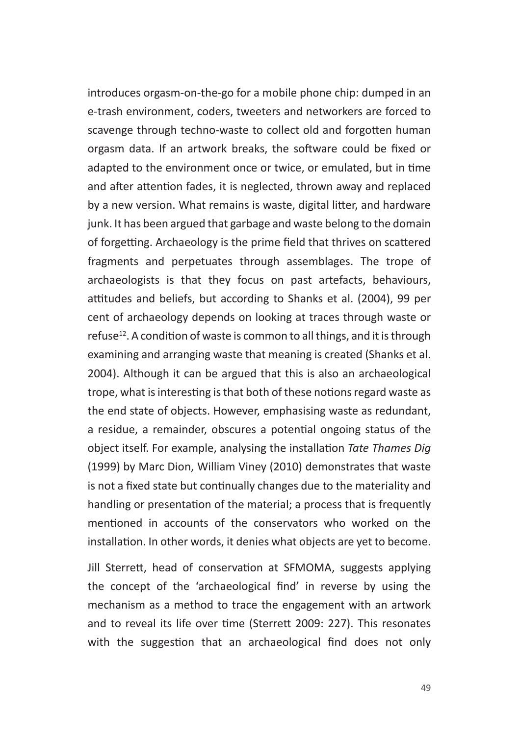introduces orgasm-on-the-go for a mobile phone chip: dumped in an e-trash environment, coders, tweeters and networkers are forced to scavenge through techno-waste to collect old and forgotten human orgasm data. If an artwork breaks, the software could be fixed or adapted to the environment once or twice, or emulated, but in time and after attention fades, it is neglected, thrown away and replaced by a new version. What remains is waste, digital litter, and hardware junk. It has been argued that garbage and waste belong to the domain of forgetting. Archaeology is the prime field that thrives on scattered fragments and perpetuates through assemblages. The trope of archaeologists is that they focus on past artefacts, behaviours, attitudes and beliefs, but according to Shanks et al. (2004), 99 per cent of archaeology depends on looking at traces through waste or refuse[12]. A condition of waste is common to all things, and it is through examining and arranging waste that meaning is created (Shanks et al. 2004). Although it can be argued that this is also an archaeological trope, what is interesting is that both of these notions regard waste as the end state of objects. However, emphasising waste as redundant, a residue, a remainder, obscures a potential ongoing status of the object itself. For example, analysing the installation *Tate Thames Dig* (1999) by Marc Dion, William Viney (2010) demonstrates that waste is not a fixed state but continually changes due to the materiality and handling or presentation of the material; a process that is frequently mentioned in accounts of the conservators who worked on the installation. In other words, it denies what objects are yet to become.

Jill Sterrett, head of conservation at SFMOMA, suggests applying the concept of the 'archaeological find' in reverse by using the mechanism as a method to trace the engagement with an artwork and to reveal its life over time (Sterrett 2009: 227). This resonates with the suggestion that an archaeological find does not only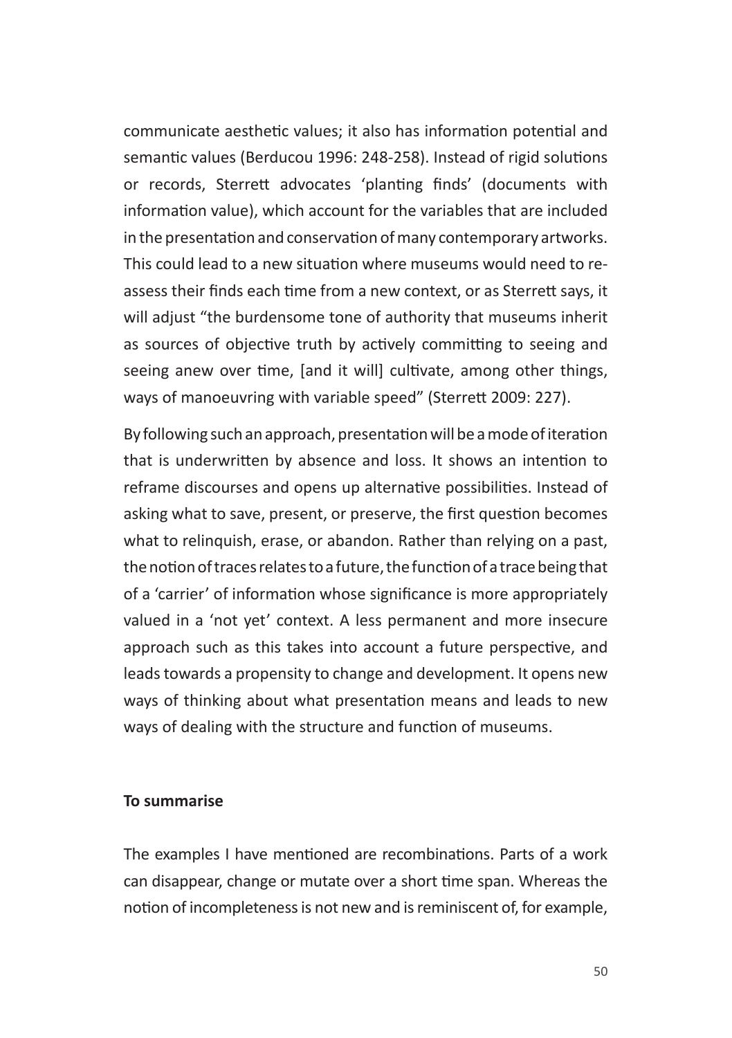communicate aesthetic values; it also has information potential and semantic values (Berducou 1996: 248-258). Instead of rigid solutions or records, Sterrett advocates 'planting finds' (documents with information value), which account for the variables that are included in the presentation and conservation of many contemporary artworks. This could lead to a new situation where museums would need to re-assess their finds each time from a new context, or as Sterrett says, it will adjust "the burdensome tone of authority that museums inherit as sources of objective truth by actively committing to seeing and seeing anew over time, [and it will] cultivate, among other things, ways of manoeuvring with variable speed" (Sterrett 2009: 227).

By following such an approach, presentation will be a mode of iteration that is underwritten by absence and loss. It shows an intention to reframe discourses and opens up alternative possibilities. Instead of asking what to save, present, or preserve, the first question becomes what to relinquish, erase, or abandon. Rather than relying on a past, the notion of traces relates to a future, the function of a trace being that of a 'carrier' of information whose significance is more appropriately valued in a 'not yet' context. A less permanent and more insecure approach such as this takes into account a future perspective, and leads towards a propensity to change and development. It opens new ways of thinking about what presentation means and leads to new ways of dealing with the structure and function of museums.

**To summarise**

The examples I have mentioned are recombinations. Parts of a work can disappear, change or mutate over a short time span. Whereas the notion of incompleteness is not new and is reminiscent of, for example,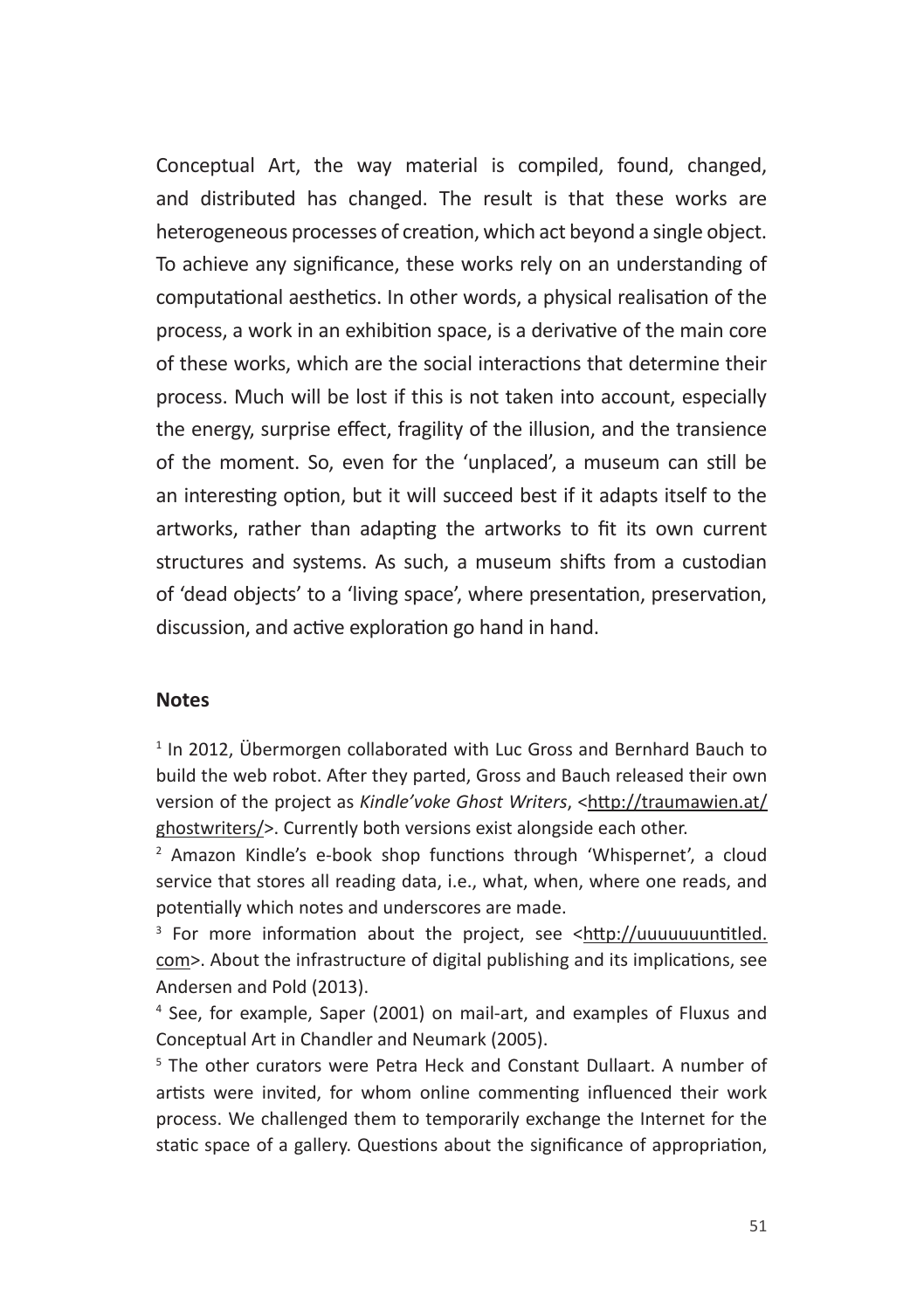Conceptual Art, the way material is compiled, found, changed, and distributed has changed. The result is that these works are heterogeneous processes of creation, which act beyond a single object. To achieve any significance, these works rely on an understanding of computational aesthetics. In other words, a physical realisation of the process, a work in an exhibition space, is a derivative of the main core of these works, which are the social interactions that determine their process. Much will be lost if this is not taken into account, especially the energy, surprise effect, fragility of the illusion, and the transience of the moment. So, even for the 'unplaced', a museum can still be an interesting option, but it will succeed best if it adapts itself to the artworks, rather than adapting the artworks to fit its own current structures and systems. As such, a museum shifts from a custodian of 'dead objects' to a 'living space', where presentation, preservation, discussion, and active exploration go hand in hand.

## Notes

[1] In 2012, Übermorgen collaborated with Luc Gross and Bernhard Bauch to build the web robot. After they parted, Gross and Bauch released their own version of the project as *Kindle'voke Ghost Writers*, <http://traumawien.at/ghostwriters/>. Currently both versions exist alongside each other.

[2] Amazon Kindle's e-book shop functions through 'Whispernet', a cloud service that stores all reading data, i.e., what, when, where one reads, and potentially which notes and underscores are made.

[3] For more information about the project, see <http://uuuuuuuntitled.com>. About the infrastructure of digital publishing and its implications, see Andersen and Pold (2013).

[4] See, for example, Saper (2001) on mail-art, and examples of Fluxus and Conceptual Art in Chandler and Neumark (2005).

[5] The other curators were Petra Heck and Constant Dullaart. A number of artists were invited, for whom online commenting influenced their work process. We challenged them to temporarily exchange the Internet for the static space of a gallery. Questions about the significance of appropriation,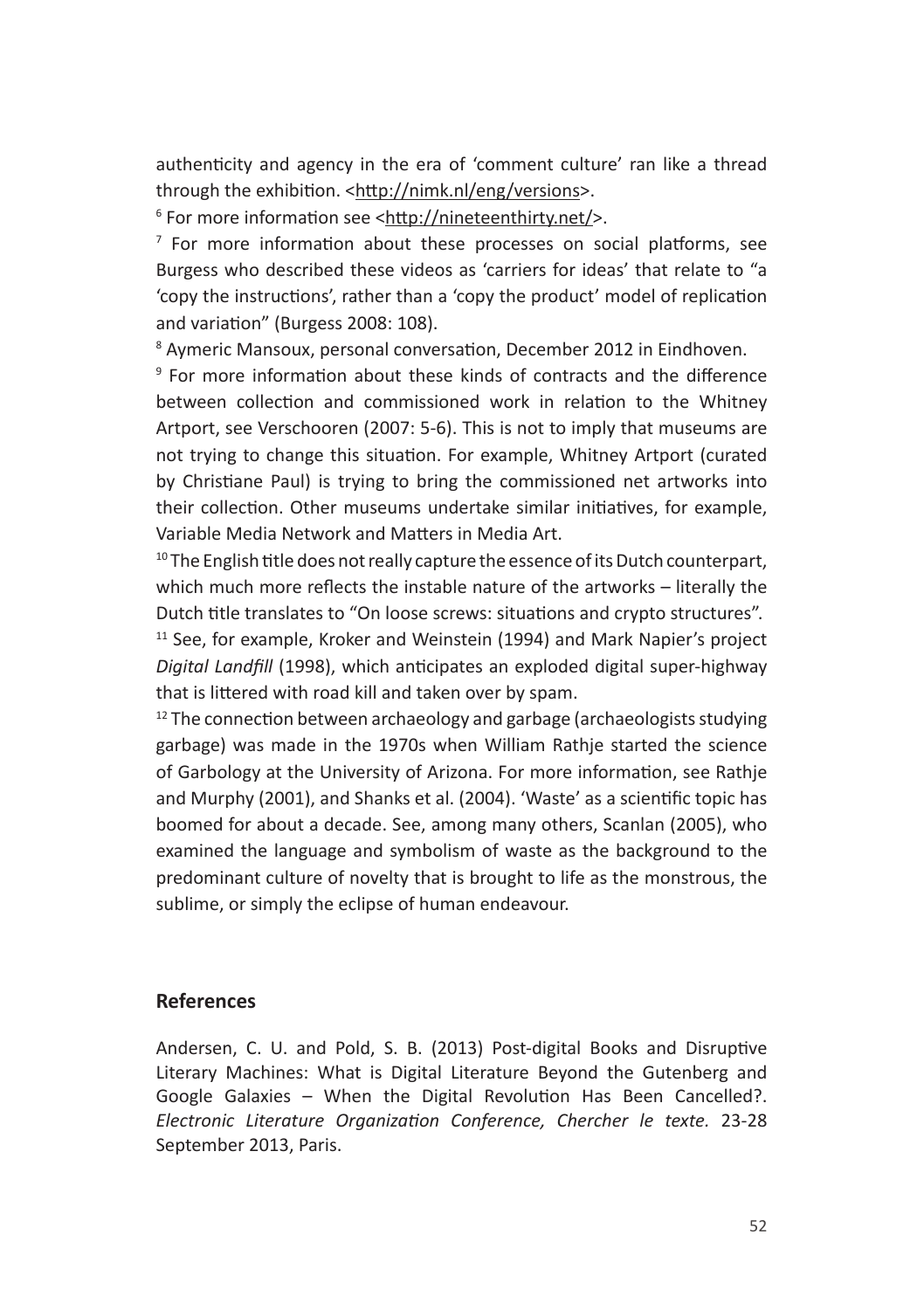authenticity and agency in the era of 'comment culture' ran like a thread through the exhibition. <http://nimk.nl/eng/versions>.

[6] For more information see <http://nineteenthirty.net/>.

[7] For more information about these processes on social platforms, see Burgess who described these videos as 'carriers for ideas' that relate to "a 'copy the instructions', rather than a 'copy the product' model of replication and variation" (Burgess 2008: 108).

[8] Aymeric Mansoux, personal conversation, December 2012 in Eindhoven.

[9] For more information about these kinds of contracts and the difference between collection and commissioned work in relation to the Whitney Artport, see Verschooren (2007: 5-6). This is not to imply that museums are not trying to change this situation. For example, Whitney Artport (curated by Christiane Paul) is trying to bring the commissioned net artworks into their collection. Other museums undertake similar initiatives, for example, Variable Media Network and Matters in Media Art.

[10] The English title does not really capture the essence of its Dutch counterpart, which much more reflects the instable nature of the artworks – literally the Dutch title translates to "On loose screws: situations and crypto structures".

[11] See, for example, Kroker and Weinstein (1994) and Mark Napier's project *Digital Landfill* (1998), which anticipates an exploded digital super-highway that is littered with road kill and taken over by spam.

[12] The connection between archaeology and garbage (archaeologists studying garbage) was made in the 1970s when William Rathje started the science of Garbology at the University of Arizona. For more information, see Rathje and Murphy (2001), and Shanks et al. (2004). 'Waste' as a scientific topic has boomed for about a decade. See, among many others, Scanlan (2005), who examined the language and symbolism of waste as the background to the predominant culture of novelty that is brought to life as the monstrous, the sublime, or simply the eclipse of human endeavour.

## References

Andersen, C. U. and Pold, S. B. (2013) Post-digital Books and Disruptive Literary Machines: What is Digital Literature Beyond the Gutenberg and Google Galaxies – When the Digital Revolution Has Been Cancelled?. *Electronic Literature Organization Conference, Chercher le texte.* 23-28 September 2013, Paris.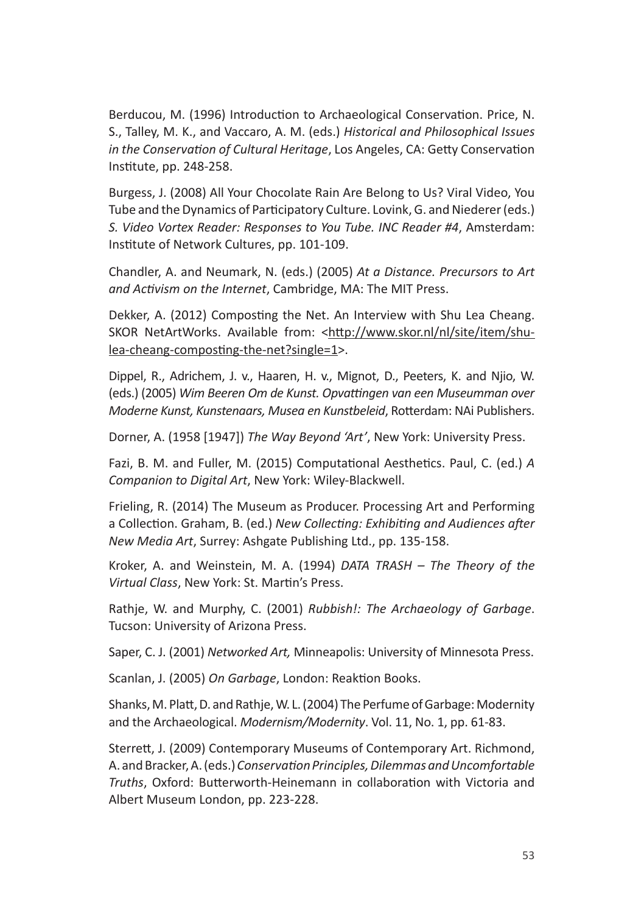Berducou, M. (1996) Introduction to Archaeological Conservation. Price, N. S., Talley, M. K., and Vaccaro, A. M. (eds.) *Historical and Philosophical Issues in the Conservation of Cultural Heritage*, Los Angeles, CA: Getty Conservation Institute, pp. 248-258.

Burgess, J. (2008) All Your Chocolate Rain Are Belong to Us? Viral Video, You Tube and the Dynamics of Participatory Culture. Lovink, G. and Niederer (eds.) *S. Video Vortex Reader: Responses to You Tube. INC Reader #4*, Amsterdam: Institute of Network Cultures, pp. 101-109.

Chandler, A. and Neumark, N. (eds.) (2005) *At a Distance. Precursors to Art and Activism on the Internet*, Cambridge, MA: The MIT Press.

Dekker, A. (2012) Composting the Net. An Interview with Shu Lea Cheang. SKOR NetArtWorks. Available from: <http://www.skor.nl/nl/site/item/shu-lea-cheang-composting-the-net?single=1>.

Dippel, R., Adrichem, J. v., Haaren, H. v., Mignot, D., Peeters, K. and Njio, W. (eds.) (2005) *Wim Beeren Om de Kunst. Opvattingen van een Museumman over Moderne Kunst, Kunstenaars, Musea en Kunstbeleid*, Rotterdam: NAi Publishers.

Dorner, A. (1958 [1947]) *The Way Beyond 'Art'*, New York: University Press.

Fazi, B. M. and Fuller, M. (2015) Computational Aesthetics. Paul, C. (ed.) *A Companion to Digital Art*, New York: Wiley-Blackwell.

Frieling, R. (2014) The Museum as Producer. Processing Art and Performing a Collection. Graham, B. (ed.) *New Collecting: Exhibiting and Audiences after New Media Art*, Surrey: Ashgate Publishing Ltd., pp. 135-158.

Kroker, A. and Weinstein, M. A. (1994) *DATA TRASH – The Theory of the Virtual Class*, New York: St. Martin's Press.

Rathje, W. and Murphy, C. (2001) *Rubbish!: The Archaeology of Garbage*. Tucson: University of Arizona Press.

Saper, C. J. (2001) *Networked Art,* Minneapolis: University of Minnesota Press.

Scanlan, J. (2005) *On Garbage*, London: Reaktion Books.

Shanks, M. Platt, D. and Rathje, W. L. (2004) The Perfume of Garbage: Modernity and the Archaeological. *Modernism/Modernity*. Vol. 11, No. 1, pp. 61-83.

Sterrett, J. (2009) Contemporary Museums of Contemporary Art. Richmond, A. and Bracker, A. (eds.) *Conservation Principles, Dilemmas and Uncomfortable Truths*, Oxford: Butterworth-Heinemann in collaboration with Victoria and Albert Museum London, pp. 223-228.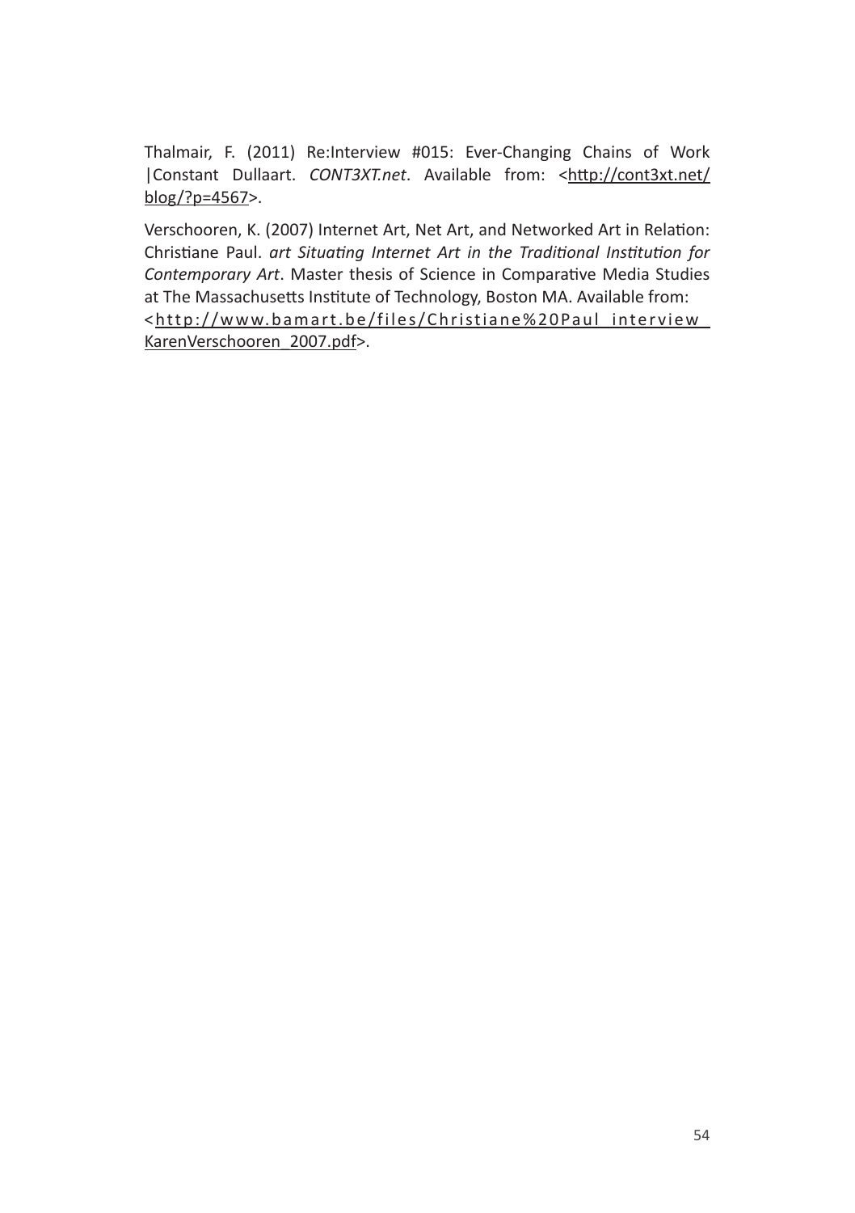Thalmair, F. (2011) Re:Interview #015: Ever-Changing Chains of Work |Constant Dullaart. *CONT3XT.net*. Available from: <http://cont3xt.net/blog/?p=4567>.

Verschooren, K. (2007) Internet Art, Net Art, and Networked Art in Relation: Christiane Paul. *art Situating Internet Art in the Traditional Institution for Contemporary Art*. Master thesis of Science in Comparative Media Studies at The Massachusetts Institute of Technology, Boston MA. Available from: <http://www.bamart.be/files/Christiane%20Paul_interview_KarenVerschooren_2007.pdf>.